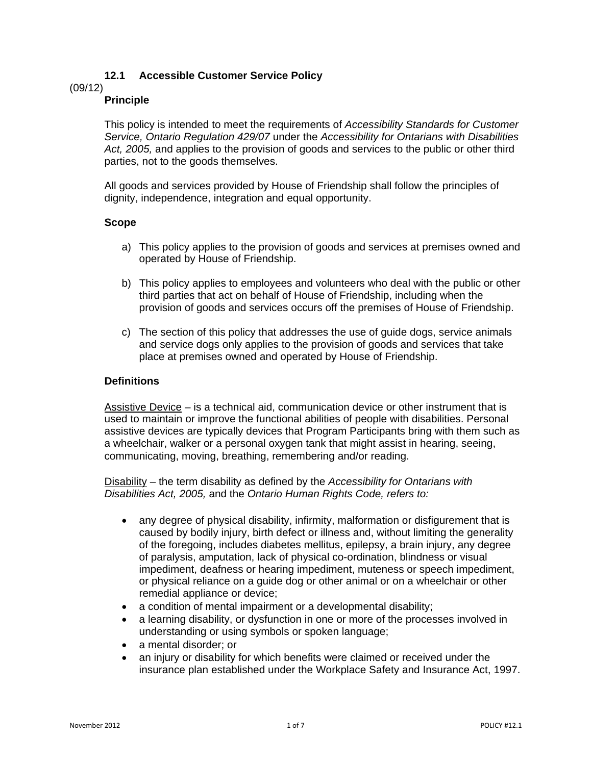## 12.1 Accessible Customer Service Policy

(09/12)

### Principle

This policy is intended to meet the requirements of *Accessibility Standards for Customer Service, Ontario Regulation 429/07* under the *Accessibility for Ontarians with Disabilities Act, 2005,* and applies to the provision of goods and services to the public or other third parties, not to the goods themselves.

All goods and services provided by House of Friendship shall follow the principles of dignity, independence, integration and equal opportunity.

### Scope

a) This policy applies to the provision of goods and services at premises owned and operated by House of Friendship.

b) This policy applies to employees and volunteers who deal with the public or other third parties that act on behalf of House of Friendship, including when the provision of goods and services occurs off the premises of House of Friendship.

c) The section of this policy that addresses the use of guide dogs, service animals and service dogs only applies to the provision of goods and services that take place at premises owned and operated by House of Friendship.

### Definitions

<u>Assistive Device</u> – is a technical aid, communication device or other instrument that is used to maintain or improve the functional abilities of people with disabilities. Personal assistive devices are typically devices that Program Participants bring with them such as a wheelchair, walker or a personal oxygen tank that might assist in hearing, seeing, communicating, moving, breathing, remembering and/or reading.

<u>Disability</u> – the term disability as defined by the *Accessibility for Ontarians with Disabilities Act, 2005,* and the *Ontario Human Rights Code, refers to:*

- any degree of physical disability, infirmity, malformation or disfigurement that is caused by bodily injury, birth defect or illness and, without limiting the generality of the foregoing, includes diabetes mellitus, epilepsy, a brain injury, any degree of paralysis, amputation, lack of physical co-ordination, blindness or visual impediment, deafness or hearing impediment, muteness or speech impediment, or physical reliance on a guide dog or other animal or on a wheelchair or other remedial appliance or device;
- a condition of mental impairment or a developmental disability;
- a learning disability, or dysfunction in one or more of the processes involved in understanding or using symbols or spoken language;
- a mental disorder; or
- an injury or disability for which benefits were claimed or received under the insurance plan established under the Workplace Safety and Insurance Act, 1997.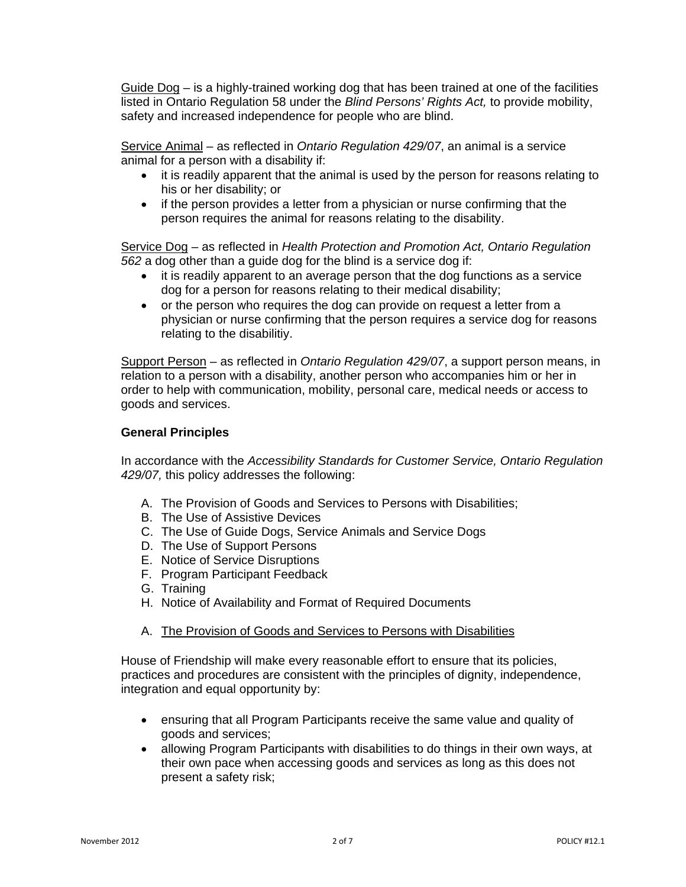Guide Dog – is a highly-trained working dog that has been trained at one of the facilities listed in Ontario Regulation 58 under the *Blind Persons' Rights Act,* to provide mobility, safety and increased independence for people who are blind.

Service Animal – as reflected in *Ontario Regulation 429/07*, an animal is a service animal for a person with a disability if:

- it is readily apparent that the animal is used by the person for reasons relating to his or her disability; or
- if the person provides a letter from a physician or nurse confirming that the person requires the animal for reasons relating to the disability.

Service Dog – as reflected in *Health Protection and Promotion Act, Ontario Regulation 562* a dog other than a guide dog for the blind is a service dog if:

- it is readily apparent to an average person that the dog functions as a service dog for a person for reasons relating to their medical disability;
- or the person who requires the dog can provide on request a letter from a physician or nurse confirming that the person requires a service dog for reasons relating to the disabilitiy.

Support Person – as reflected in *Ontario Regulation 429/07*, a support person means, in relation to a person with a disability, another person who accompanies him or her in order to help with communication, mobility, personal care, medical needs or access to goods and services.

**General Principles**

In accordance with the *Accessibility Standards for Customer Service, Ontario Regulation 429/07,* this policy addresses the following:

A. The Provision of Goods and Services to Persons with Disabilities;
B. The Use of Assistive Devices
C. The Use of Guide Dogs, Service Animals and Service Dogs
D. The Use of Support Persons
E. Notice of Service Disruptions
F. Program Participant Feedback
G. Training
H. Notice of Availability and Format of Required Documents

A. The Provision of Goods and Services to Persons with Disabilities

House of Friendship will make every reasonable effort to ensure that its policies, practices and procedures are consistent with the principles of dignity, independence, integration and equal opportunity by:

- ensuring that all Program Participants receive the same value and quality of goods and services;
- allowing Program Participants with disabilities to do things in their own ways, at their own pace when accessing goods and services as long as this does not present a safety risk;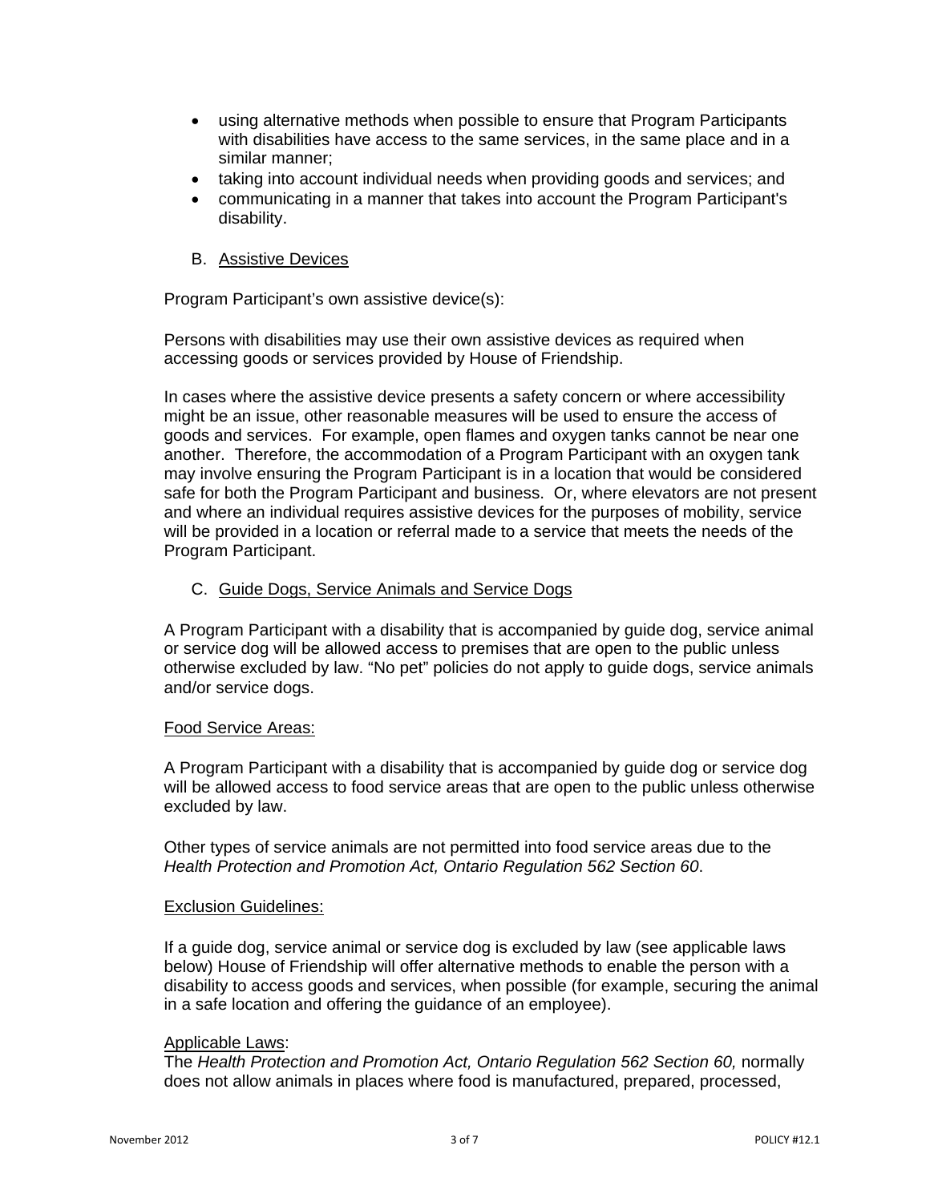- using alternative methods when possible to ensure that Program Participants with disabilities have access to the same services, in the same place and in a similar manner;
- taking into account individual needs when providing goods and services; and
- communicating in a manner that takes into account the Program Participant's disability.

B. Assistive Devices

Program Participant's own assistive device(s):

Persons with disabilities may use their own assistive devices as required when accessing goods or services provided by House of Friendship.

In cases where the assistive device presents a safety concern or where accessibility might be an issue, other reasonable measures will be used to ensure the access of goods and services. For example, open flames and oxygen tanks cannot be near one another. Therefore, the accommodation of a Program Participant with an oxygen tank may involve ensuring the Program Participant is in a location that would be considered safe for both the Program Participant and business. Or, where elevators are not present and where an individual requires assistive devices for the purposes of mobility, service will be provided in a location or referral made to a service that meets the needs of the Program Participant.

C. Guide Dogs, Service Animals and Service Dogs

A Program Participant with a disability that is accompanied by guide dog, service animal or service dog will be allowed access to premises that are open to the public unless otherwise excluded by law. "No pet" policies do not apply to guide dogs, service animals and/or service dogs.

Food Service Areas:

A Program Participant with a disability that is accompanied by guide dog or service dog will be allowed access to food service areas that are open to the public unless otherwise excluded by law.

Other types of service animals are not permitted into food service areas due to the *Health Protection and Promotion Act, Ontario Regulation 562 Section 60*.

Exclusion Guidelines:

If a guide dog, service animal or service dog is excluded by law (see applicable laws below) House of Friendship will offer alternative methods to enable the person with a disability to access goods and services, when possible (for example, securing the animal in a safe location and offering the guidance of an employee).

Applicable Laws:
The *Health Protection and Promotion Act, Ontario Regulation 562 Section 60,* normally does not allow animals in places where food is manufactured, prepared, processed,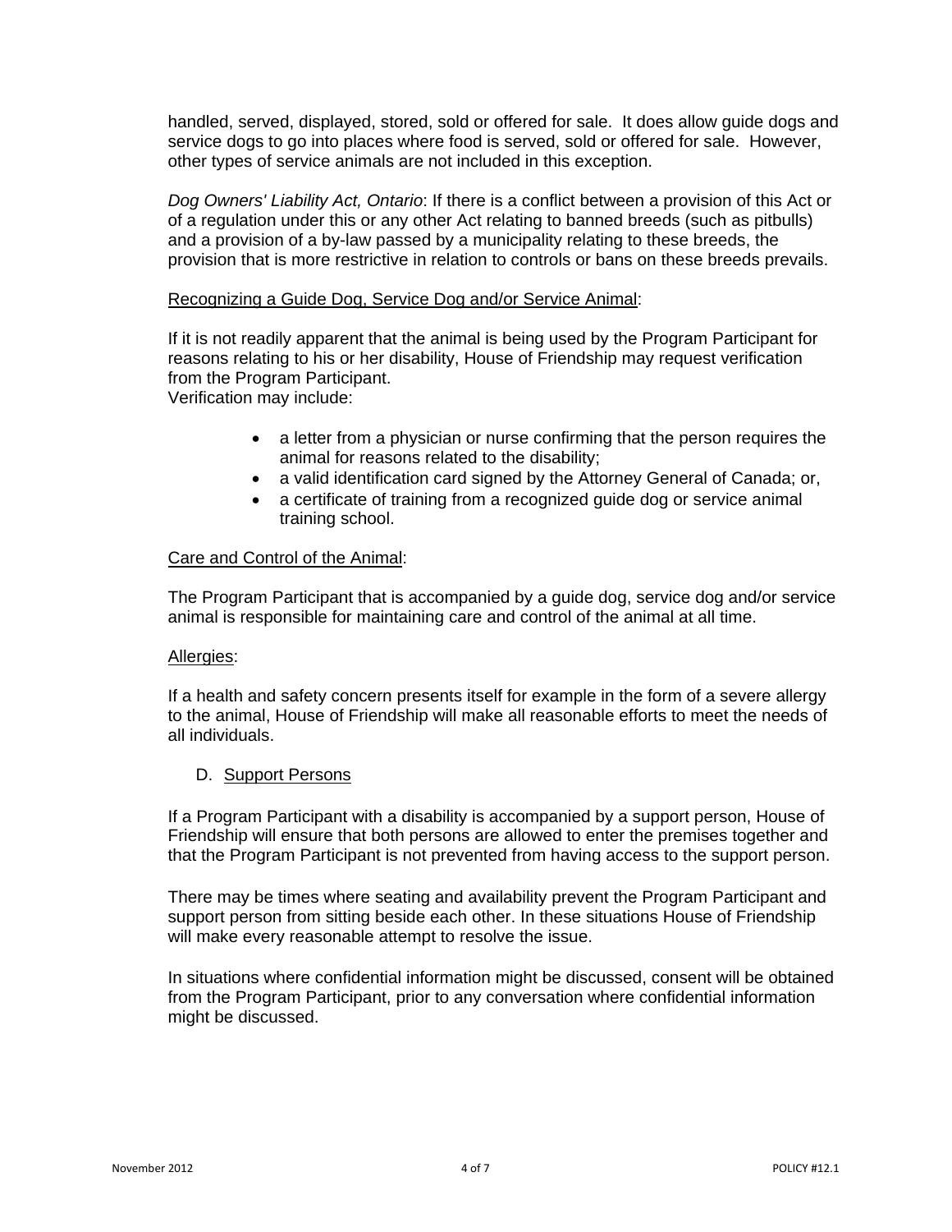handled, served, displayed, stored, sold or offered for sale. It does allow guide dogs and service dogs to go into places where food is served, sold or offered for sale. However, other types of service animals are not included in this exception.

*Dog Owners' Liability Act, Ontario*: If there is a conflict between a provision of this Act or of a regulation under this or any other Act relating to banned breeds (such as pitbulls) and a provision of a by-law passed by a municipality relating to these breeds, the provision that is more restrictive in relation to controls or bans on these breeds prevails.

<u>Recognizing a Guide Dog, Service Dog and/or Service Animal</u>:

If it is not readily apparent that the animal is being used by the Program Participant for reasons relating to his or her disability, House of Friendship may request verification from the Program Participant.
Verification may include:

- a letter from a physician or nurse confirming that the person requires the animal for reasons related to the disability;
- a valid identification card signed by the Attorney General of Canada; or,
- a certificate of training from a recognized guide dog or service animal training school.

<u>Care and Control of the Animal</u>:

The Program Participant that is accompanied by a guide dog, service dog and/or service animal is responsible for maintaining care and control of the animal at all time.

<u>Allergies</u>:

If a health and safety concern presents itself for example in the form of a severe allergy to the animal, House of Friendship will make all reasonable efforts to meet the needs of all individuals.

D. <u>Support Persons</u>

If a Program Participant with a disability is accompanied by a support person, House of Friendship will ensure that both persons are allowed to enter the premises together and that the Program Participant is not prevented from having access to the support person.

There may be times where seating and availability prevent the Program Participant and support person from sitting beside each other. In these situations House of Friendship will make every reasonable attempt to resolve the issue.

In situations where confidential information might be discussed, consent will be obtained from the Program Participant, prior to any conversation where confidential information might be discussed.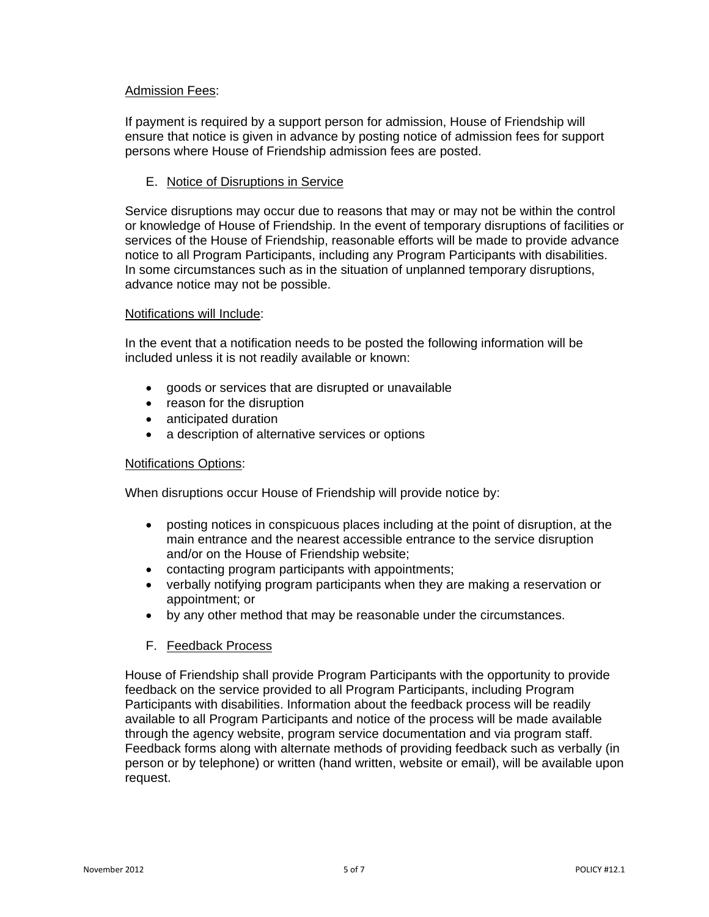Admission Fees:

If payment is required by a support person for admission, House of Friendship will ensure that notice is given in advance by posting notice of admission fees for support persons where House of Friendship admission fees are posted.

E. Notice of Disruptions in Service

Service disruptions may occur due to reasons that may or may not be within the control or knowledge of House of Friendship. In the event of temporary disruptions of facilities or services of the House of Friendship, reasonable efforts will be made to provide advance notice to all Program Participants, including any Program Participants with disabilities. In some circumstances such as in the situation of unplanned temporary disruptions, advance notice may not be possible.

Notifications will Include:

In the event that a notification needs to be posted the following information will be included unless it is not readily available or known:

- goods or services that are disrupted or unavailable
- reason for the disruption
- anticipated duration
- a description of alternative services or options

Notifications Options:

When disruptions occur House of Friendship will provide notice by:

- posting notices in conspicuous places including at the point of disruption, at the main entrance and the nearest accessible entrance to the service disruption and/or on the House of Friendship website;
- contacting program participants with appointments;
- verbally notifying program participants when they are making a reservation or appointment; or
- by any other method that may be reasonable under the circumstances.

F. Feedback Process

House of Friendship shall provide Program Participants with the opportunity to provide feedback on the service provided to all Program Participants, including Program Participants with disabilities. Information about the feedback process will be readily available to all Program Participants and notice of the process will be made available through the agency website, program service documentation and via program staff. Feedback forms along with alternate methods of providing feedback such as verbally (in person or by telephone) or written (hand written, website or email), will be available upon request.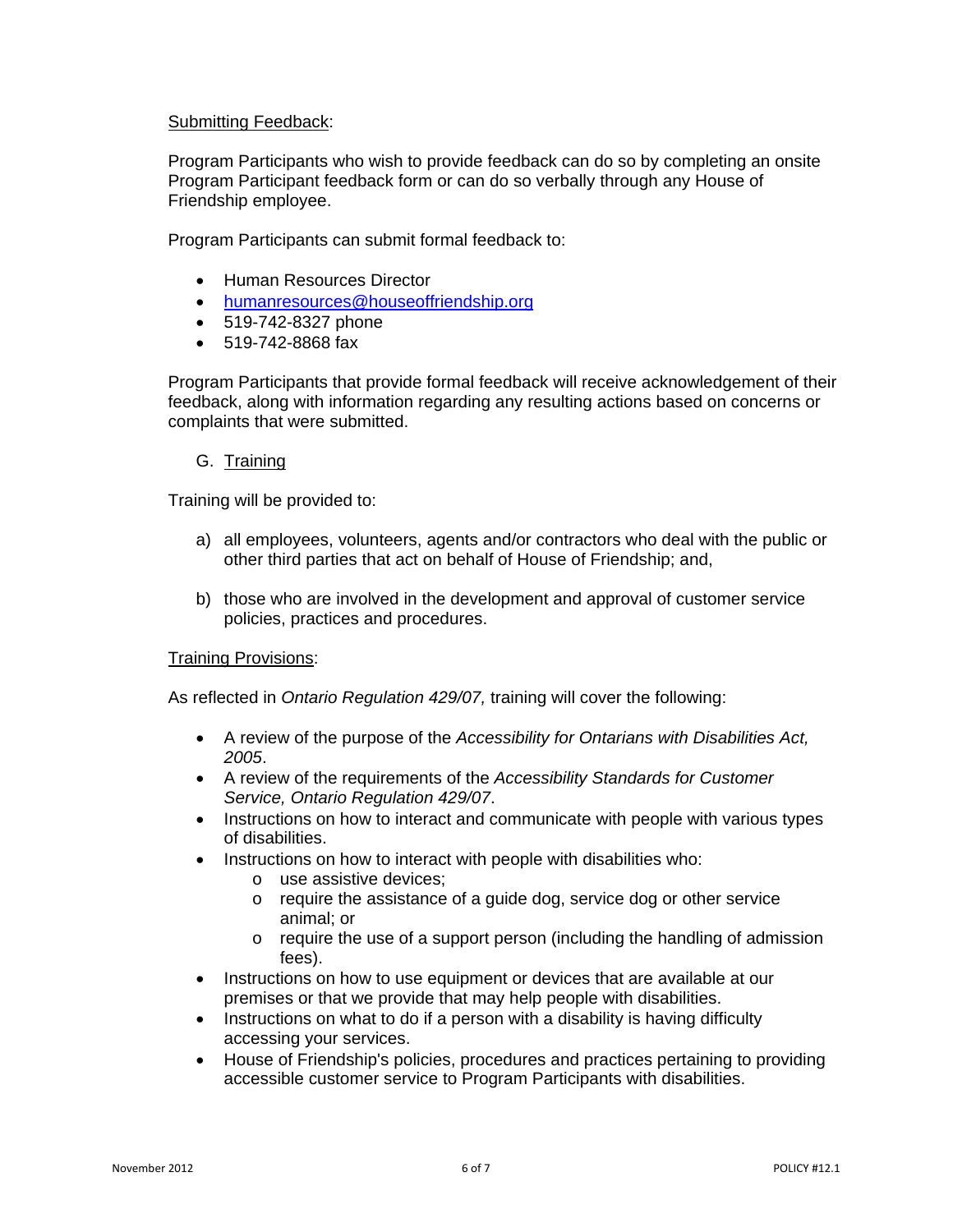<u>Submitting Feedback</u>:

Program Participants who wish to provide feedback can do so by completing an onsite Program Participant feedback form or can do so verbally through any House of Friendship employee.

Program Participants can submit formal feedback to:

- Human Resources Director
- humanresources@houseoffriendship.org
- 519-742-8327 phone
- 519-742-8868 fax

Program Participants that provide formal feedback will receive acknowledgement of their feedback, along with information regarding any resulting actions based on concerns or complaints that were submitted.

G. <u>Training</u>

Training will be provided to:

a) all employees, volunteers, agents and/or contractors who deal with the public or other third parties that act on behalf of House of Friendship; and,

b) those who are involved in the development and approval of customer service policies, practices and procedures.

<u>Training Provisions</u>:

As reflected in *Ontario Regulation 429/07,* training will cover the following:

- A review of the purpose of the *Accessibility for Ontarians with Disabilities Act, 2005*.
- A review of the requirements of the *Accessibility Standards for Customer Service, Ontario Regulation 429/07*.
- Instructions on how to interact and communicate with people with various types of disabilities.
- Instructions on how to interact with people with disabilities who:
    - use assistive devices;
    - require the assistance of a guide dog, service dog or other service animal; or
    - require the use of a support person (including the handling of admission fees).
- Instructions on how to use equipment or devices that are available at our premises or that we provide that may help people with disabilities.
- Instructions on what to do if a person with a disability is having difficulty accessing your services.
- House of Friendship's policies, procedures and practices pertaining to providing accessible customer service to Program Participants with disabilities.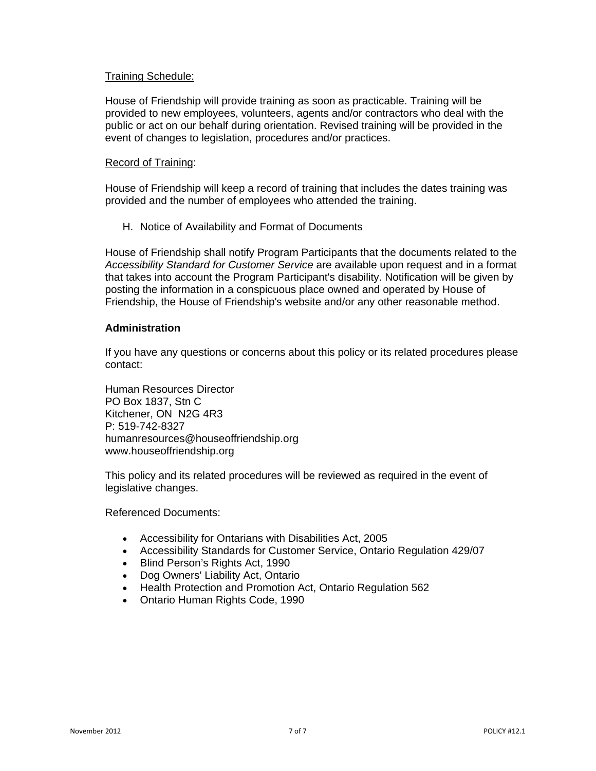Training Schedule:

House of Friendship will provide training as soon as practicable. Training will be provided to new employees, volunteers, agents and/or contractors who deal with the public or act on our behalf during orientation. Revised training will be provided in the event of changes to legislation, procedures and/or practices.

Record of Training:

House of Friendship will keep a record of training that includes the dates training was provided and the number of employees who attended the training.

H. Notice of Availability and Format of Documents

House of Friendship shall notify Program Participants that the documents related to the *Accessibility Standard for Customer Service* are available upon request and in a format that takes into account the Program Participant's disability. Notification will be given by posting the information in a conspicuous place owned and operated by House of Friendship, the House of Friendship's website and/or any other reasonable method.

**Administration**

If you have any questions or concerns about this policy or its related procedures please contact:

Human Resources Director
PO Box 1837, Stn C
Kitchener, ON N2G 4R3
P: 519-742-8327
humanresources@houseoffriendship.org
www.houseoffriendship.org

This policy and its related procedures will be reviewed as required in the event of legislative changes.

Referenced Documents:

- Accessibility for Ontarians with Disabilities Act, 2005
- Accessibility Standards for Customer Service, Ontario Regulation 429/07
- Blind Person's Rights Act, 1990
- Dog Owners' Liability Act, Ontario
- Health Protection and Promotion Act, Ontario Regulation 562
- Ontario Human Rights Code, 1990